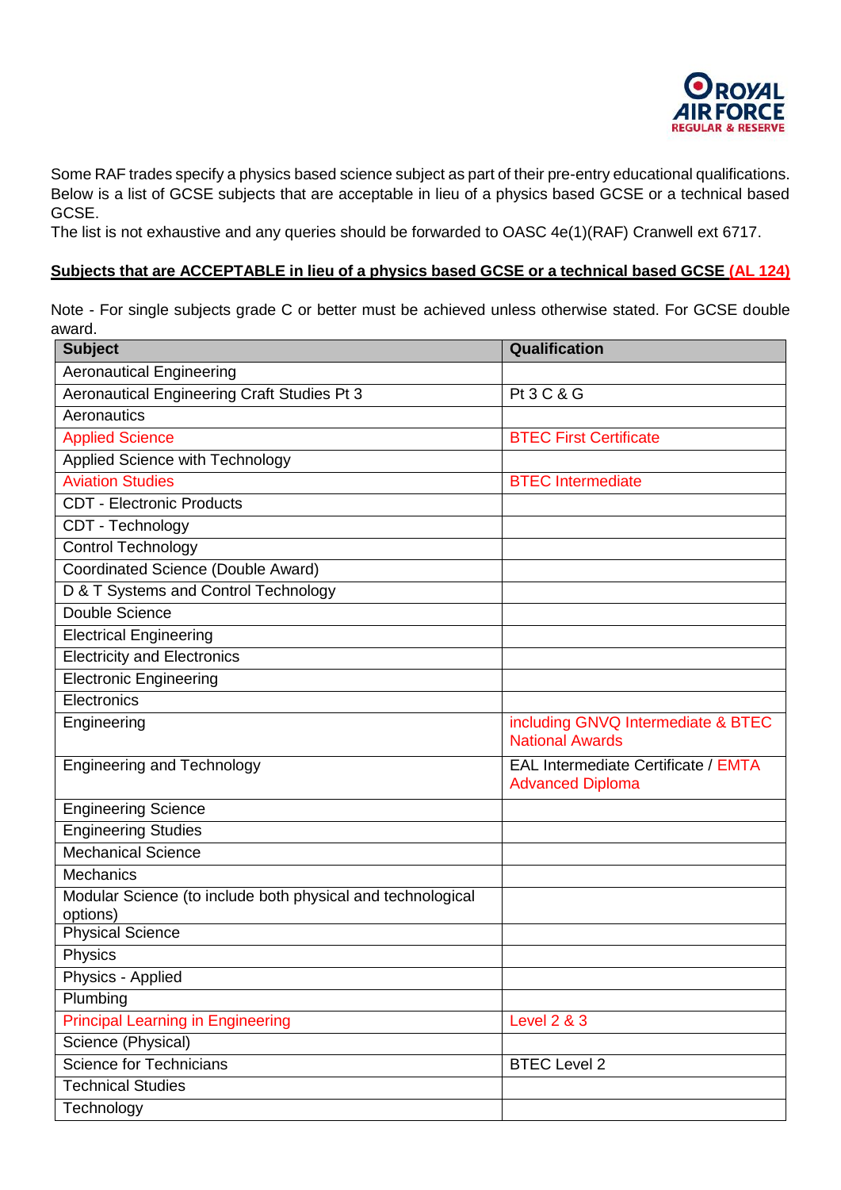Some RAF trades specify a physics based science subject as part of their pre-entry educational qualifications. Below is a list of GCSE subjects that are acceptable in lieu of a physics based GCSE or a technical based GCSE.

The list is not exhaustive and any queries should be forwarded to OASC 4e(1)(RAF) Cranwell ext 6717.

**Subjects that are ACCEPTABLE in lieu of a physics based GCSE or a technical based GCSE (AL 124)**

Note - For single subjects grade C or better must be achieved unless otherwise stated. For GCSE double award.

| Subject | Qualification |
|---|---|
| Aeronautical Engineering | |
| Aeronautical Engineering Craft Studies Pt 3 | Pt 3 C & G |
| Aeronautics | |
| Applied Science | BTEC First Certificate |
| Applied Science with Technology | |
| Aviation Studies | BTEC Intermediate |
| CDT - Electronic Products | |
| CDT - Technology | |
| Control Technology | |
| Coordinated Science (Double Award) | |
| D & T Systems and Control Technology | |
| Double Science | |
| Electrical Engineering | |
| Electricity and Electronics | |
| Electronic Engineering | |
| Electronics | |
| Engineering | including GNVQ Intermediate & BTEC National Awards |
| Engineering and Technology | EAL Intermediate Certificate / EMTA Advanced Diploma |
| Engineering Science | |
| Engineering Studies | |
| Mechanical Science | |
| Mechanics | |
| Modular Science (to include both physical and technological options) | |
| Physical Science | |
| Physics | |
| Physics - Applied | |
| Plumbing | |
| Principal Learning in Engineering | Level 2 & 3 |
| Science (Physical) | |
| Science for Technicians | BTEC Level 2 |
| Technical Studies | |
| Technology | |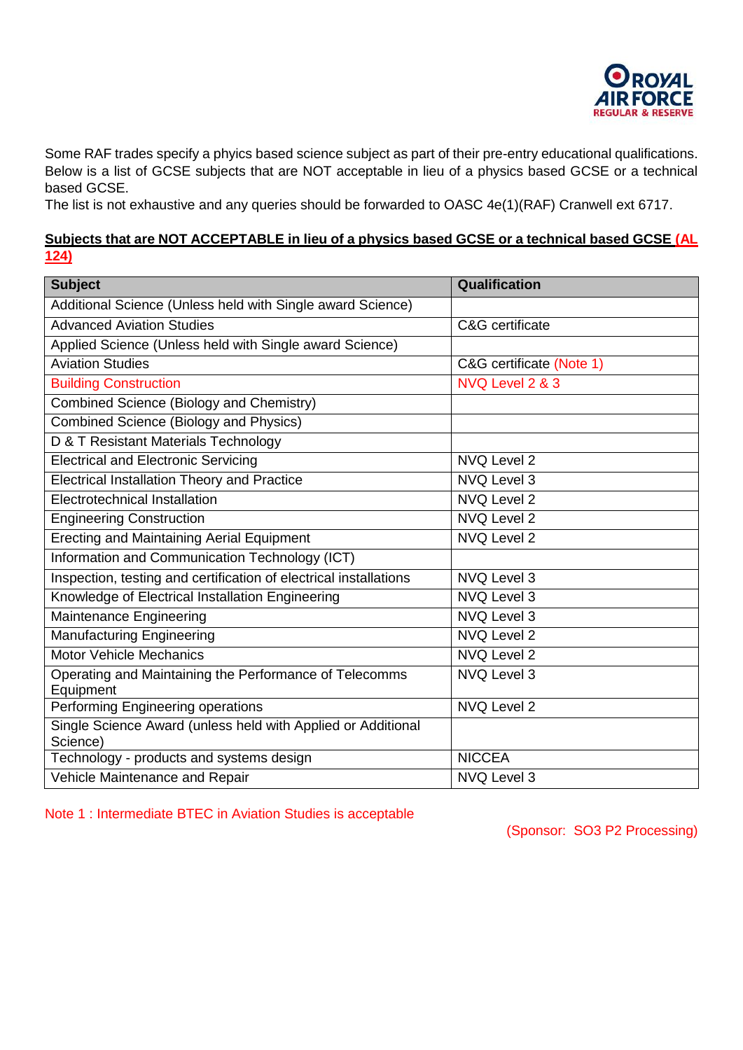Some RAF trades specify a phyics based science subject as part of their pre-entry educational qualifications. Below is a list of GCSE subjects that are NOT acceptable in lieu of a physics based GCSE or a technical based GCSE.
The list is not exhaustive and any queries should be forwarded to OASC 4e(1)(RAF) Cranwell ext 6717.

**Subjects that are NOT ACCEPTABLE in lieu of a physics based GCSE or a technical based GCSE (AL 124)**

| Subject | Qualification |
|---|---|
| Additional Science (Unless held with Single award Science) | |
| Advanced Aviation Studies | C&G certificate |
| Applied Science (Unless held with Single award Science) | |
| Aviation Studies | C&G certificate (Note 1) |
| Building Construction | NVQ Level 2 & 3 |
| Combined Science (Biology and Chemistry) | |
| Combined Science (Biology and Physics) | |
| D & T Resistant Materials Technology | |
| Electrical and Electronic Servicing | NVQ Level 2 |
| Electrical Installation Theory and Practice | NVQ Level 3 |
| Electrotechnical Installation | NVQ Level 2 |
| Engineering Construction | NVQ Level 2 |
| Erecting and Maintaining Aerial Equipment | NVQ Level 2 |
| Information and Communication Technology (ICT) | |
| Inspection, testing and certification of electrical installations | NVQ Level 3 |
| Knowledge of Electrical Installation Engineering | NVQ Level 3 |
| Maintenance Engineering | NVQ Level 3 |
| Manufacturing Engineering | NVQ Level 2 |
| Motor Vehicle Mechanics | NVQ Level 2 |
| Operating and Maintaining the Performance of Telecomms Equipment | NVQ Level 3 |
| Performing Engineering operations | NVQ Level 2 |
| Single Science Award (unless held with Applied or Additional Science) | |
| Technology - products and systems design | NICCEA |
| Vehicle Maintenance and Repair | NVQ Level 3 |

Note 1 : Intermediate BTEC in Aviation Studies is acceptable

(Sponsor: SO3 P2 Processing)